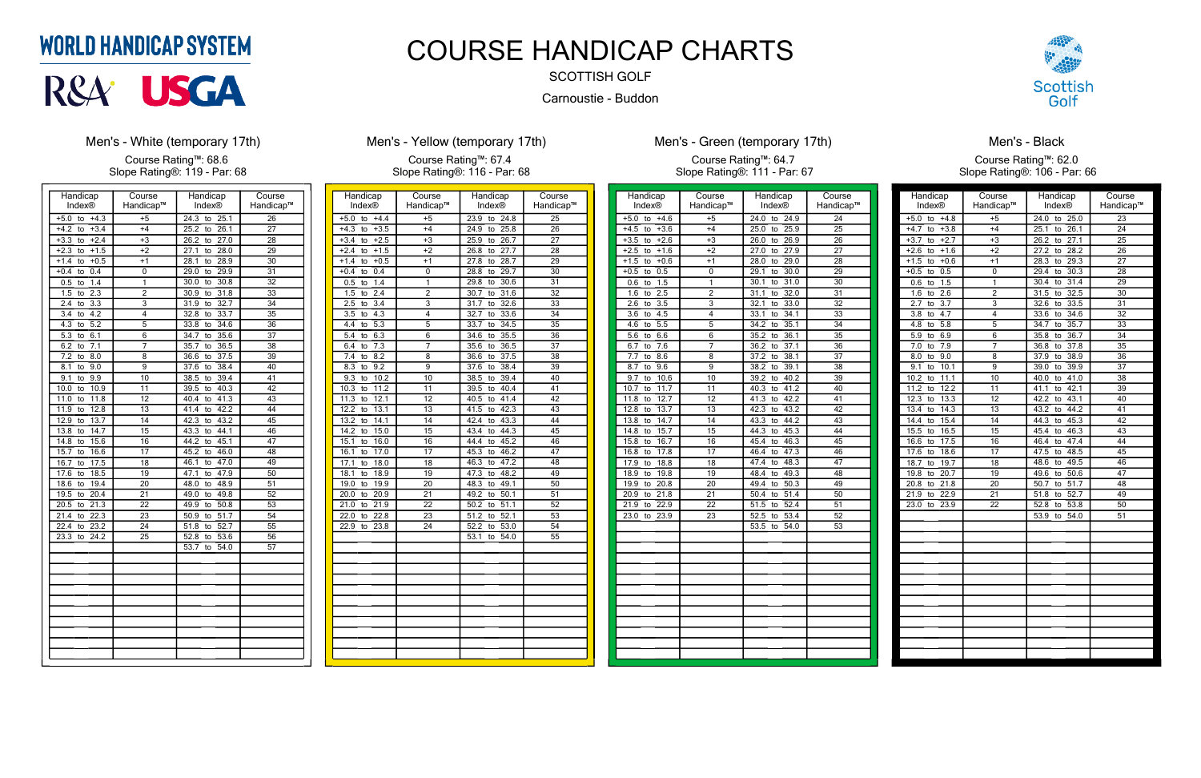WORLD HANDICAP SYSTEM

R&A USGA

# COURSE HANDICAP CHARTS

SCOTTISH GOLF

Carnoustie - Buddon

Scottish Golf

## Men's - White (temporary 17th)

Course Rating™: 68.6
Slope Rating®: 119 - Par: 68

| Handicap Index® | Course Handicap™ | Handicap Index® | Course Handicap™ |
|---|---|---|---|
| +5.0 to +4.3 | +5 | 24.3 to 25.1 | 26 |
| +4.2 to +3.4 | +4 | 25.2 to 26.1 | 27 |
| +3.3 to +2.4 | +3 | 26.2 to 27.0 | 28 |
| +2.3 to +1.5 | +2 | 27.1 to 28.0 | 29 |
| +1.4 to +0.5 | +1 | 28.1 to 28.9 | 30 |
| +0.4 to 0.4 | 0 | 29.0 to 29.9 | 31 |
| 0.5 to 1.4 | 1 | 30.0 to 30.8 | 32 |
| 1.5 to 2.3 | 2 | 30.9 to 31.8 | 33 |
| 2.4 to 3.3 | 3 | 31.9 to 32.7 | 34 |
| 3.4 to 4.2 | 4 | 32.8 to 33.7 | 35 |
| 4.3 to 5.2 | 5 | 33.8 to 34.6 | 36 |
| 5.3 to 6.1 | 6 | 34.7 to 35.6 | 37 |
| 6.2 to 7.1 | 7 | 35.7 to 36.5 | 38 |
| 7.2 to 8.0 | 8 | 36.6 to 37.5 | 39 |
| 8.1 to 9.0 | 9 | 37.6 to 38.4 | 40 |
| 9.1 to 9.9 | 10 | 38.5 to 39.4 | 41 |
| 10.0 to 10.9 | 11 | 39.5 to 40.3 | 42 |
| 11.0 to 11.8 | 12 | 40.4 to 41.3 | 43 |
| 11.9 to 12.8 | 13 | 41.4 to 42.2 | 44 |
| 12.9 to 13.7 | 14 | 42.3 to 43.2 | 45 |
| 13.8 to 14.7 | 15 | 43.3 to 44.1 | 46 |
| 14.8 to 15.6 | 16 | 44.2 to 45.1 | 47 |
| 15.7 to 16.6 | 17 | 45.2 to 46.0 | 48 |
| 16.7 to 17.5 | 18 | 46.1 to 47.0 | 49 |
| 17.6 to 18.5 | 19 | 47.1 to 47.9 | 50 |
| 18.6 to 19.4 | 20 | 48.0 to 48.9 | 51 |
| 19.5 to 20.4 | 21 | 49.0 to 49.8 | 52 |
| 20.5 to 21.3 | 22 | 49.9 to 50.8 | 53 |
| 21.4 to 22.3 | 23 | 50.9 to 51.7 | 54 |
| 22.4 to 23.2 | 24 | 51.8 to 52.7 | 55 |
| 23.3 to 24.2 | 25 | 52.8 to 53.6 | 56 |
| | | 53.7 to 54.0 | 57 |

## Men's - Yellow (temporary 17th)

Course Rating™: 67.4
Slope Rating®: 116 - Par: 68

| Handicap Index® | Course Handicap™ | Handicap Index® | Course Handicap™ |
|---|---|---|---|
| +5.0 to +4.4 | +5 | 23.9 to 24.8 | 25 |
| +4.3 to +3.5 | +4 | 24.9 to 25.8 | 26 |
| +3.4 to +2.5 | +3 | 25.9 to 26.7 | 27 |
| +2.4 to +1.5 | +2 | 26.8 to 27.7 | 28 |
| +1.4 to +0.5 | +1 | 27.8 to 28.7 | 29 |
| +0.4 to 0.4 | 0 | 28.8 to 29.7 | 30 |
| 0.5 to 1.4 | 1 | 29.8 to 30.6 | 31 |
| 1.5 to 2.4 | 2 | 30.7 to 31.6 | 32 |
| 2.5 to 3.4 | 3 | 31.7 to 32.6 | 33 |
| 3.5 to 4.3 | 4 | 32.7 to 33.6 | 34 |
| 4.4 to 5.3 | 5 | 33.7 to 34.5 | 35 |
| 5.4 to 6.3 | 6 | 34.6 to 35.5 | 36 |
| 6.4 to 7.3 | 7 | 35.6 to 36.5 | 37 |
| 7.4 to 8.2 | 8 | 36.6 to 37.5 | 38 |
| 8.3 to 9.2 | 9 | 37.6 to 38.4 | 39 |
| 9.3 to 10.2 | 10 | 38.5 to 39.4 | 40 |
| 10.3 to 11.2 | 11 | 39.5 to 40.4 | 41 |
| 11.3 to 12.1 | 12 | 40.5 to 41.4 | 42 |
| 12.2 to 13.1 | 13 | 41.5 to 42.3 | 43 |
| 13.2 to 14.1 | 14 | 42.4 to 43.3 | 44 |
| 14.2 to 15.0 | 15 | 43.4 to 44.3 | 45 |
| 15.1 to 16.0 | 16 | 44.4 to 45.2 | 46 |
| 16.1 to 17.0 | 17 | 45.3 to 46.2 | 47 |
| 17.1 to 18.0 | 18 | 46.3 to 47.2 | 48 |
| 18.1 to 18.9 | 19 | 47.3 to 48.2 | 49 |
| 19.0 to 19.9 | 20 | 48.3 to 49.1 | 50 |
| 20.0 to 20.9 | 21 | 49.2 to 50.1 | 51 |
| 21.0 to 21.9 | 22 | 50.2 to 51.1 | 52 |
| 22.0 to 22.8 | 23 | 51.2 to 52.1 | 53 |
| 22.9 to 23.8 | 24 | 52.2 to 53.0 | 54 |
| | | 53.1 to 54.0 | 55 |

## Men's - Green (temporary 17th)

Course Rating™: 64.7
Slope Rating®: 111 - Par: 67

| Handicap Index® | Course Handicap™ | Handicap Index® | Course Handicap™ |
|---|---|---|---|
| +5.0 to +4.6 | +5 | 24.0 to 24.9 | 24 |
| +4.5 to +3.6 | +4 | 25.0 to 25.9 | 25 |
| +3.5 to +2.6 | +3 | 26.0 to 26.9 | 26 |
| +2.5 to +1.6 | +2 | 27.0 to 27.9 | 27 |
| +1.5 to +0.6 | +1 | 28.0 to 29.0 | 28 |
| +0.5 to 0.5 | 0 | 29.1 to 30.0 | 29 |
| 0.6 to 1.5 | 1 | 30.1 to 31.0 | 30 |
| 1.6 to 2.5 | 2 | 31.1 to 32.0 | 31 |
| 2.6 to 3.5 | 3 | 32.1 to 33.0 | 32 |
| 3.6 to 4.5 | 4 | 33.1 to 34.1 | 33 |
| 4.6 to 5.5 | 5 | 34.2 to 35.1 | 34 |
| 5.6 to 6.6 | 6 | 35.2 to 36.1 | 35 |
| 6.7 to 7.6 | 7 | 36.2 to 37.1 | 36 |
| 7.7 to 8.6 | 8 | 37.2 to 38.1 | 37 |
| 8.7 to 9.6 | 9 | 38.2 to 39.1 | 38 |
| 9.7 to 10.6 | 10 | 39.2 to 40.2 | 39 |
| 10.7 to 11.7 | 11 | 40.3 to 41.2 | 40 |
| 11.8 to 12.7 | 12 | 41.3 to 42.2 | 41 |
| 12.8 to 13.7 | 13 | 42.3 to 43.2 | 42 |
| 13.8 to 14.7 | 14 | 43.3 to 44.2 | 43 |
| 14.8 to 15.7 | 15 | 44.3 to 45.3 | 44 |
| 15.8 to 16.7 | 16 | 45.4 to 46.3 | 45 |
| 16.8 to 17.8 | 17 | 46.4 to 47.3 | 46 |
| 17.9 to 18.8 | 18 | 47.4 to 48.3 | 47 |
| 18.9 to 19.8 | 19 | 48.4 to 49.3 | 48 |
| 19.9 to 20.8 | 20 | 49.4 to 50.3 | 49 |
| 20.9 to 21.8 | 21 | 50.4 to 51.4 | 50 |
| 21.9 to 22.9 | 22 | 51.5 to 52.4 | 51 |
| 23.0 to 23.9 | 23 | 52.5 to 53.4 | 52 |
| | | 53.5 to 54.0 | 53 |

## Men's - Black

Course Rating™: 62.0
Slope Rating®: 106 - Par: 66

| Handicap Index® | Course Handicap™ | Handicap Index® | Course Handicap™ |
|---|---|---|---|
| +5.0 to +4.8 | +5 | 24.0 to 25.0 | 23 |
| +4.7 to +3.8 | +4 | 25.1 to 26.1 | 24 |
| +3.7 to +2.7 | +3 | 26.2 to 27.1 | 25 |
| +2.6 to +1.6 | +2 | 27.2 to 28.2 | 26 |
| +1.5 to +0.6 | +1 | 28.3 to 29.3 | 27 |
| +0.5 to 0.5 | 0 | 29.4 to 30.3 | 28 |
| 0.6 to 1.5 | 1 | 30.4 to 31.4 | 29 |
| 1.6 to 2.6 | 2 | 31.5 to 32.5 | 30 |
| 2.7 to 3.7 | 3 | 32.6 to 33.5 | 31 |
| 3.8 to 4.7 | 4 | 33.6 to 34.6 | 32 |
| 4.8 to 5.8 | 5 | 34.7 to 35.7 | 33 |
| 5.9 to 6.9 | 6 | 35.8 to 36.7 | 34 |
| 7.0 to 7.9 | 7 | 36.8 to 37.8 | 35 |
| 8.0 to 9.0 | 8 | 37.9 to 38.9 | 36 |
| 9.1 to 10.1 | 9 | 39.0 to 39.9 | 37 |
| 10.2 to 11.1 | 10 | 40.0 to 41.0 | 38 |
| 11.2 to 12.2 | 11 | 41.1 to 42.1 | 39 |
| 12.3 to 13.3 | 12 | 42.2 to 43.1 | 40 |
| 13.4 to 14.3 | 13 | 43.2 to 44.2 | 41 |
| 14.4 to 15.4 | 14 | 44.3 to 45.3 | 42 |
| 15.5 to 16.5 | 15 | 45.4 to 46.3 | 43 |
| 16.6 to 17.5 | 16 | 46.4 to 47.4 | 44 |
| 17.6 to 18.6 | 17 | 47.5 to 48.5 | 45 |
| 18.7 to 19.7 | 18 | 48.6 to 49.5 | 46 |
| 19.8 to 20.7 | 19 | 49.6 to 50.6 | 47 |
| 20.8 to 21.8 | 20 | 50.7 to 51.7 | 48 |
| 21.9 to 22.9 | 21 | 51.8 to 52.7 | 49 |
| 23.0 to 23.9 | 22 | 52.8 to 53.8 | 50 |
| | | 53.9 to 54.0 | 51 |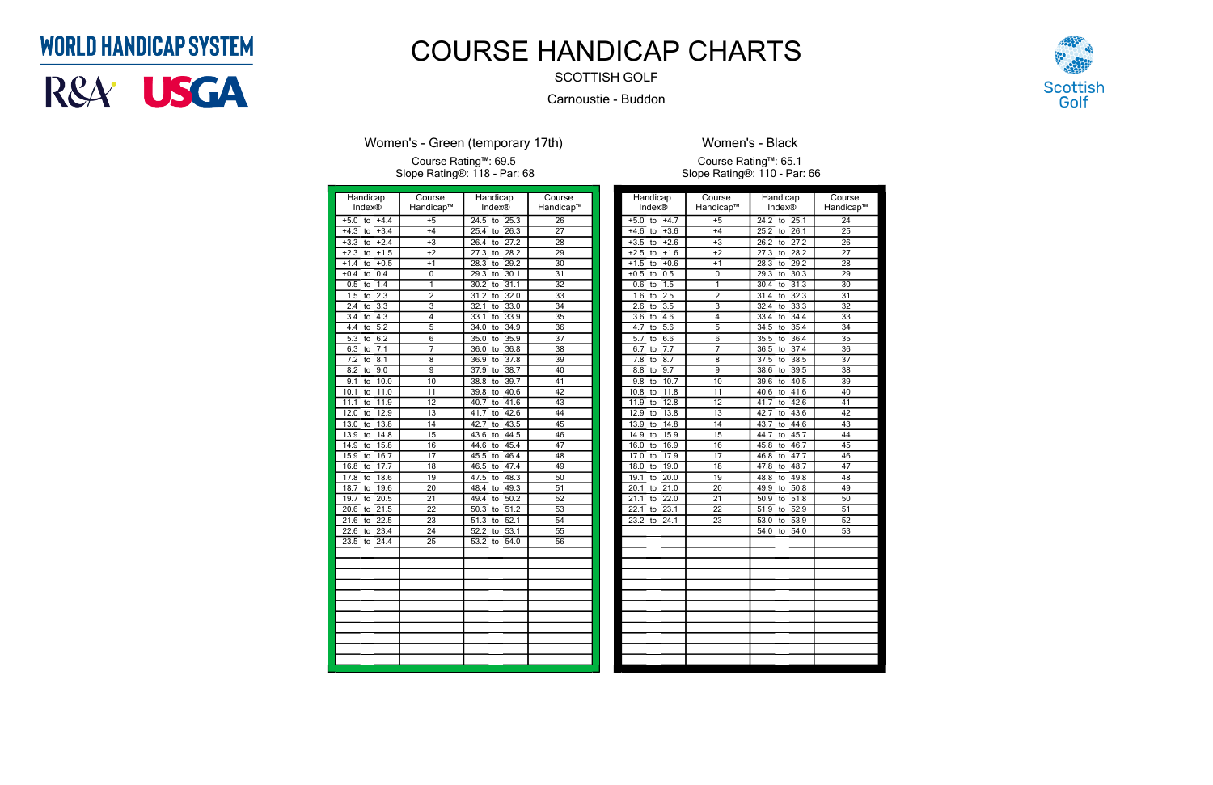WORLD HANDICAP SYSTEM

R&A USGA

# COURSE HANDICAP CHARTS

SCOTTISH GOLF

Carnoustie - Buddon

Scottish Golf

## Women's - Green (temporary 17th)

Course Rating™: 69.5
Slope Rating®: 118 - Par: 68

| Handicap Index® | Course Handicap™ | Handicap Index® | Course Handicap™ |
|---|---|---|---|
| +5.0 to +4.4 | +5 | 24.5 to 25.3 | 26 |
| +4.3 to +3.4 | +4 | 25.4 to 26.3 | 27 |
| +3.3 to +2.4 | +3 | 26.4 to 27.2 | 28 |
| +2.3 to +1.5 | +2 | 27.3 to 28.2 | 29 |
| +1.4 to +0.5 | +1 | 28.3 to 29.2 | 30 |
| +0.4 to 0.4 | 0 | 29.3 to 30.1 | 31 |
| 0.5 to 1.4 | 1 | 30.2 to 31.1 | 32 |
| 1.5 to 2.3 | 2 | 31.2 to 32.0 | 33 |
| 2.4 to 3.3 | 3 | 32.1 to 33.0 | 34 |
| 3.4 to 4.3 | 4 | 33.1 to 33.9 | 35 |
| 4.4 to 5.2 | 5 | 34.0 to 34.9 | 36 |
| 5.3 to 6.2 | 6 | 35.0 to 35.9 | 37 |
| 6.3 to 7.1 | 7 | 36.0 to 36.8 | 38 |
| 7.2 to 8.1 | 8 | 36.9 to 37.8 | 39 |
| 8.2 to 9.0 | 9 | 37.9 to 38.7 | 40 |
| 9.1 to 10.0 | 10 | 38.8 to 39.7 | 41 |
| 10.1 to 11.0 | 11 | 39.8 to 40.6 | 42 |
| 11.1 to 11.9 | 12 | 40.7 to 41.6 | 43 |
| 12.0 to 12.9 | 13 | 41.7 to 42.6 | 44 |
| 13.0 to 13.8 | 14 | 42.7 to 43.5 | 45 |
| 13.9 to 14.8 | 15 | 43.6 to 44.5 | 46 |
| 14.9 to 15.8 | 16 | 44.6 to 45.4 | 47 |
| 15.9 to 16.7 | 17 | 45.5 to 46.4 | 48 |
| 16.8 to 17.7 | 18 | 46.5 to 47.4 | 49 |
| 17.8 to 18.6 | 19 | 47.5 to 48.3 | 50 |
| 18.7 to 19.6 | 20 | 48.4 to 49.3 | 51 |
| 19.7 to 20.5 | 21 | 49.4 to 50.2 | 52 |
| 20.6 to 21.5 | 22 | 50.3 to 51.2 | 53 |
| 21.6 to 22.5 | 23 | 51.3 to 52.1 | 54 |
| 22.6 to 23.4 | 24 | 52.2 to 53.1 | 55 |
| 23.5 to 24.4 | 25 | 53.2 to 54.0 | 56 |

## Women's - Black

Course Rating™: 65.1
Slope Rating®: 110 - Par: 66

| Handicap Index® | Course Handicap™ | Handicap Index® | Course Handicap™ |
|---|---|---|---|
| +5.0 to +4.7 | +5 | 24.2 to 25.1 | 24 |
| +4.6 to +3.6 | +4 | 25.2 to 26.1 | 25 |
| +3.5 to +2.6 | +3 | 26.2 to 27.2 | 26 |
| +2.5 to +1.6 | +2 | 27.3 to 28.2 | 27 |
| +1.5 to +0.6 | +1 | 28.3 to 29.2 | 28 |
| +0.5 to 0.5 | 0 | 29.3 to 30.3 | 29 |
| 0.6 to 1.5 | 1 | 30.4 to 31.3 | 30 |
| 1.6 to 2.5 | 2 | 31.4 to 32.3 | 31 |
| 2.6 to 3.5 | 3 | 32.4 to 33.3 | 32 |
| 3.6 to 4.6 | 4 | 33.4 to 34.4 | 33 |
| 4.7 to 5.6 | 5 | 34.5 to 35.4 | 34 |
| 5.7 to 6.6 | 6 | 35.5 to 36.4 | 35 |
| 6.7 to 7.7 | 7 | 36.5 to 37.4 | 36 |
| 7.8 to 8.7 | 8 | 37.5 to 38.5 | 37 |
| 8.8 to 9.7 | 9 | 38.6 to 39.5 | 38 |
| 9.8 to 10.7 | 10 | 39.6 to 40.5 | 39 |
| 10.8 to 11.8 | 11 | 40.6 to 41.6 | 40 |
| 11.9 to 12.8 | 12 | 41.7 to 42.6 | 41 |
| 12.9 to 13.8 | 13 | 42.7 to 43.6 | 42 |
| 13.9 to 14.8 | 14 | 43.7 to 44.6 | 43 |
| 14.9 to 15.9 | 15 | 44.7 to 45.7 | 44 |
| 16.0 to 16.9 | 16 | 45.8 to 46.7 | 45 |
| 17.0 to 17.9 | 17 | 46.8 to 47.7 | 46 |
| 18.0 to 19.0 | 18 | 47.8 to 48.7 | 47 |
| 19.1 to 20.0 | 19 | 48.8 to 49.8 | 48 |
| 20.1 to 21.0 | 20 | 49.9 to 50.8 | 49 |
| 21.1 to 22.0 | 21 | 50.9 to 51.8 | 50 |
| 22.1 to 23.1 | 22 | 51.9 to 52.9 | 51 |
| 23.2 to 24.1 | 23 | 53.0 to 53.9 | 52 |
| | | 54.0 to 54.0 | 53 |